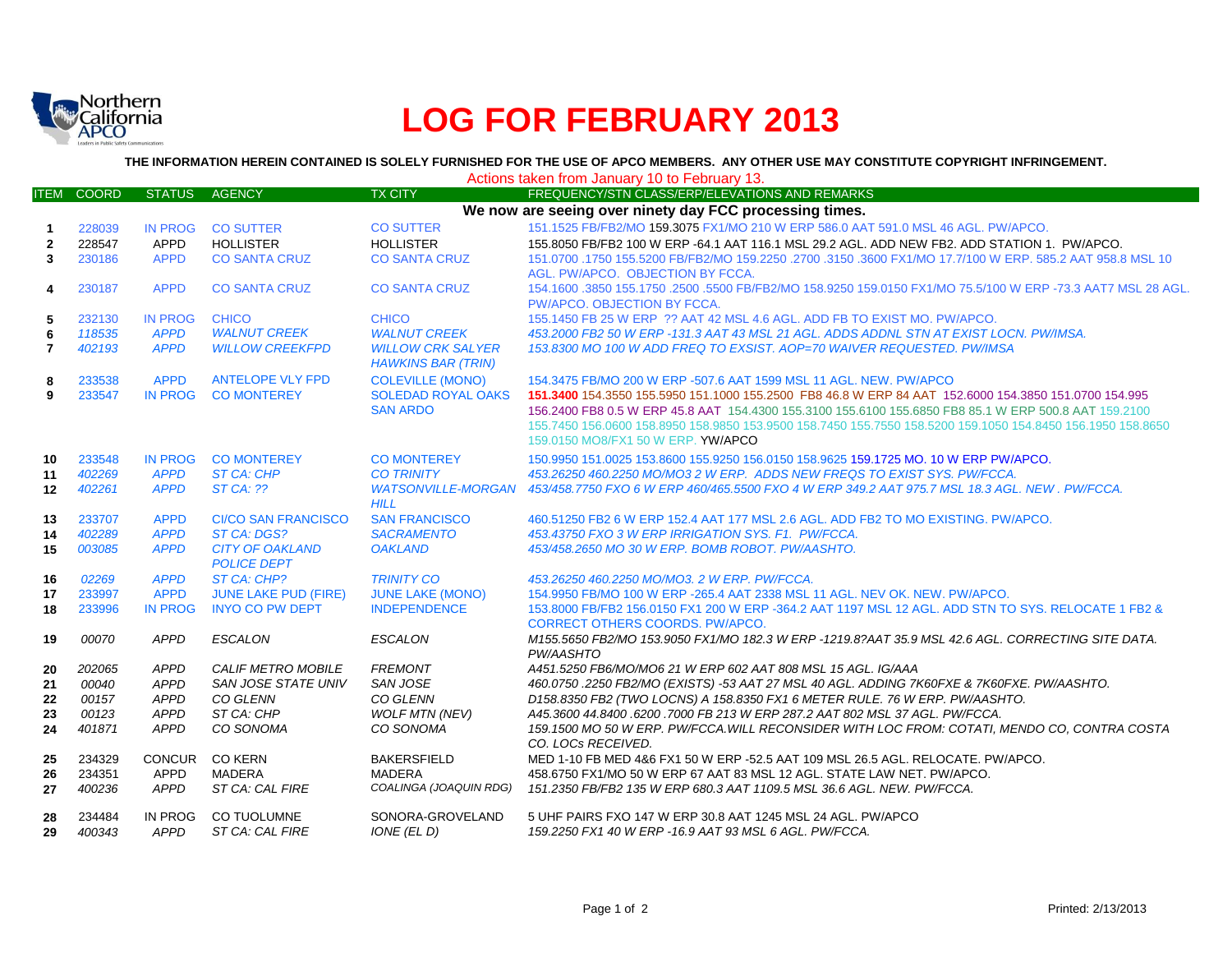Northern California APCO

# LOG FOR FEBRUARY 2013

**THE INFORMATION HEREIN CONTAINED IS SOLELY FURNISHED FOR THE USE OF APCO MEMBERS. ANY OTHER USE MAY CONSTITUTE COPYRIGHT INFRINGEMENT.**

Actions taken from January 10 to February 13.

| ITEM | COORD | STATUS | AGENCY | TX CITY | FREQUENCY/STN CLASS/ERP/ELEVATIONS AND REMARKS |
|---|---|---|---|---|---|
| | | | | | **We now are seeing over ninety day FCC processing times.** |
| 1 | 228039 | IN PROG | CO SUTTER | CO SUTTER | 151.1525 FB/FB2/MO 159.3075 FX1/MO 210 W ERP 586.0 AAT 591.0 MSL 46 AGL. PW/APCO. |
| 2 | 228547 | APPD | HOLLISTER | HOLLISTER | 155.8050 FB/FB2 100 W ERP -64.1 AAT 116.1 MSL 29.2 AGL. ADD NEW FB2. ADD STATION 1. PW/APCO. |
| 3 | 230186 | APPD | CO SANTA CRUZ | CO SANTA CRUZ | 151.0700 .1750 155.5200 FB/FB2/MO 159.2250 .2700 .3150 .3600 FX1/MO 17.7/100 W ERP. 585.2 AAT 958.8 MSL 10 AGL. PW/APCO. OBJECTION BY FCCA. |
| 4 | 230187 | APPD | CO SANTA CRUZ | CO SANTA CRUZ | 154.1600 .3850 155.1750 .2500 .5500 FB/FB2/MO 158.9250 159.0150 FX1/MO 75.5/100 W ERP -73.3 AAT7 MSL 28 AGL. PW/APCO. OBJECTION BY FCCA. |
| 5 | 232130 | IN PROG | CHICO | CHICO | 155.1450 FB 25 W ERP ?? AAT 42 MSL 4.6 AGL. ADD FB TO EXIST MO. PW/APCO. |
| 6 | *118535* | *APPD* | *WALNUT CREEK* | *WALNUT CREEK* | *453.2000 FB2 50 W ERP -131.3 AAT 43 MSL 21 AGL. ADDS ADDNL STN AT EXIST LOCN. PW/IMSA.* |
| 7 | *402193* | *APPD* | *WILLOW CREEKFPD* | *WILLOW CRK SALYER HAWKINS BAR (TRIN)* | *153.8300 MO 100 W ADD FREQ TO EXSIST. AOP=70 WAIVER REQUESTED. PW/IMSA* |
| 8 | 233538 | APPD | ANTELOPE VLY FPD | COLEVILLE (MONO) | 154.3475 FB/MO 200 W ERP -507.6 AAT 1599 MSL 11 AGL. NEW. PW/APCO |
| 9 | 233547 | IN PROG | CO MONTEREY | SOLEDAD ROYAL OAKS SAN ARDO | **151.3400** 154.3550 155.5950 151.1000 155.2500 FB8 46.8 W ERP 84 AAT 152.6000 154.3850 151.0700 154.995 156.2400 FB8 0.5 W ERP 45.8 AAT 154.4300 155.3100 155.6100 155.6850 FB8 85.1 W ERP 500.8 AAT 159.2100 155.7450 156.0600 158.8950 158.9850 153.9500 158.7450 155.7550 158.5200 159.1050 154.8450 156.1950 158.8650 159.0150 MO8/FX1 50 W ERP. YW/APCO |
| 10 | 233548 | IN PROG | CO MONTEREY | CO MONTEREY | 150.9950 151.0025 153.8600 155.9250 156.0150 158.9625 159.1725 MO. 10 W ERP PW/APCO. |
| 11 | *402269* | *APPD* | *ST CA: CHP* | *CO TRINITY* | *453.26250 460.2250 MO/MO3 2 W ERP. ADDS NEW FREQS TO EXIST SYS. PW/FCCA.* |
| 12 | *402261* | *APPD* | *ST CA: ??* | *WATSONVILLE-MORGAN HILL* | *453/458.7750 FXO 6 W ERP 460/465.5500 FXO 4 W ERP 349.2 AAT 975.7 MSL 18.3 AGL. NEW . PW/FCCA.* |
| 13 | 233707 | APPD | CI/CO SAN FRANCISCO | SAN FRANCISCO | 460.51250 FB2 6 W ERP 152.4 AAT 177 MSL 2.6 AGL. ADD FB2 TO MO EXISTING. PW/APCO. |
| 14 | *402289* | *APPD* | *ST CA: DGS?* | *SACRAMENTO* | *453.43750 FXO 3 W ERP IRRIGATION SYS. F1. PW/FCCA.* |
| 15 | *003085* | *APPD* | *CITY OF OAKLAND POLICE DEPT* | *OAKLAND* | *453/458.2650 MO 30 W ERP. BOMB ROBOT. PW/AASHTO.* |
| 16 | *02269* | *APPD* | *ST CA: CHP?* | *TRINITY CO* | *453.26250 460.2250 MO/MO3. 2 W ERP. PW/FCCA.* |
| 17 | 233997 | APPD | JUNE LAKE PUD (FIRE) | JUNE LAKE (MONO) | 154.9950 FB/MO 100 W ERP -265.4 AAT 2338 MSL 11 AGL. NEV OK. NEW. PW/APCO. |
| 18 | 233996 | IN PROG | INYO CO PW DEPT | INDEPENDENCE | 153.8000 FB/FB2 156.0150 FX1 200 W ERP -364.2 AAT 1197 MSL 12 AGL. ADD STN TO SYS. RELOCATE 1 FB2 & CORRECT OTHERS COORDS. PW/APCO. |
| 19 | *00070* | *APPD* | *ESCALON* | *ESCALON* | *M155.5650 FB2/MO 153.9050 FX1/MO 182.3 W ERP -1219.8?AAT 35.9 MSL 42.6 AGL. CORRECTING SITE DATA. PW/AASHTO* |
| 20 | *202065* | *APPD* | *CALIF METRO MOBILE* | *FREMONT* | *A451.5250 FB6/MO/MO6 21 W ERP 602 AAT 808 MSL 15 AGL. IG/AAA* |
| 21 | *00040* | *APPD* | *SAN JOSE STATE UNIV* | *SAN JOSE* | *460.0750 .2250 FB2/MO (EXISTS) -53 AAT 27 MSL 40 AGL. ADDING 7K60FXE & 7K60FXE. PW/AASHTO.* |
| 22 | *00157* | *APPD* | *CO GLENN* | *CO GLENN* | *D158.8350 FB2 (TWO LOCNS) A 158.8350 FX1 6 METER RULE. 76 W ERP. PW/AASHTO.* |
| 23 | *00123* | *APPD* | *ST CA: CHP* | *WOLF MTN (NEV)* | *A45.3600 44.8400 .6200 .7000 FB 213 W ERP 287.2 AAT 802 MSL 37 AGL. PW/FCCA.* |
| 24 | *401871* | *APPD* | *CO SONOMA* | *CO SONOMA* | *159.1500 MO 50 W ERP. PW/FCCA.WILL RECONSIDER WITH LOC FROM: COTATI, MENDO CO, CONTRA COSTA CO. LOCs RECEIVED.* |
| 25 | 234329 | CONCUR | CO KERN | BAKERSFIELD | MED 1-10 FB MED 4&6 FX1 50 W ERP -52.5 AAT 109 MSL 26.5 AGL. RELOCATE. PW/APCO. |
| 26 | 234351 | APPD | MADERA | MADERA | 458.6750 FX1/MO 50 W ERP 67 AAT 83 MSL 12 AGL. STATE LAW NET. PW/APCO. |
| 27 | *400236* | *APPD* | *ST CA: CAL FIRE* | *COALINGA (JOAQUIN RDG)* | *151.2350 FB/FB2 135 W ERP 680.3 AAT 1109.5 MSL 36.6 AGL. NEW. PW/FCCA.* |
| 28 | 234484 | IN PROG | CO TUOLUMNE | SONORA-GROVELAND | 5 UHF PAIRS FXO 147 W ERP 30.8 AAT 1245 MSL 24 AGL. PW/APCO |
| 29 | *400343* | *APPD* | *ST CA: CAL FIRE* | *IONE (EL D)* | *159.2250 FX1 40 W ERP -16.9 AAT 93 MSL 6 AGL. PW/FCCA.* |

Printed: 2/13/2013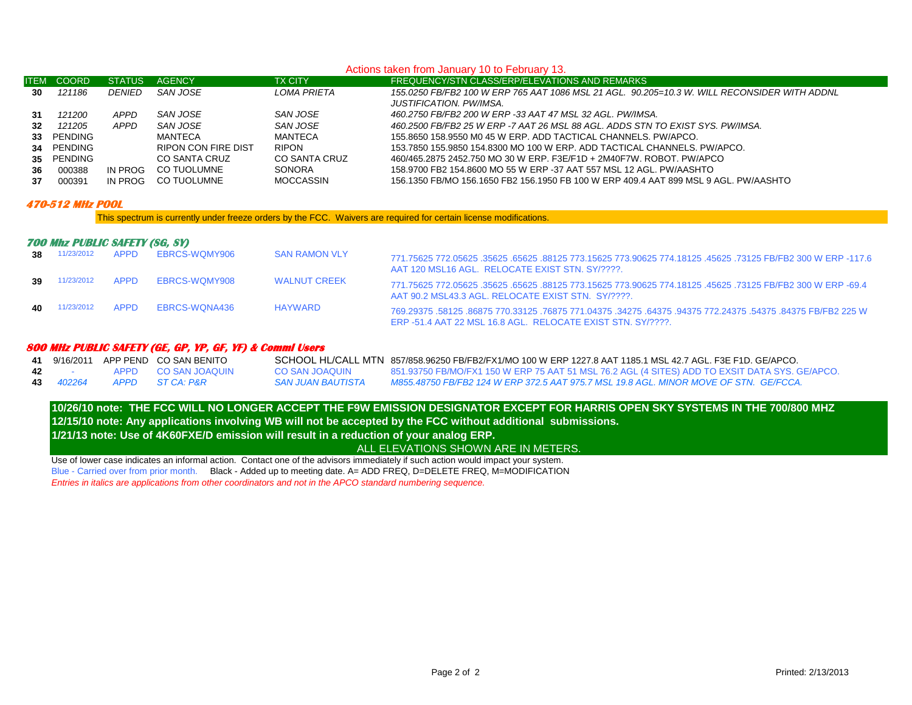Actions taken from January 10 to February 13.

| ITEM | COORD | STATUS | AGENCY | TX CITY | FREQUENCY/STN CLASS/ERP/ELEVATIONS AND REMARKS |
|---|---|---|---|---|---|
| 30 | *121186* | *DENIED* | *SAN JOSE* | *LOMA PRIETA* | *155.0250 FB/FB2 100 W ERP 765 AAT 1086 MSL 21 AGL. 90.205=10.3 W. WILL RECONSIDER WITH ADDNL JUSTIFICATION. PW/IMSA.* |
| 31 | *121200* | *APPD* | *SAN JOSE* | *SAN JOSE* | *460.2750 FB/FB2 200 W ERP -33 AAT 47 MSL 32 AGL. PW/IMSA.* |
| 32 | *121205* | *APPD* | *SAN JOSE* | *SAN JOSE* | *460.2500 FB/FB2 25 W ERP -7 AAT 26 MSL 88 AGL. ADDS STN TO EXIST SYS. PW/IMSA.* |
| 33 | PENDING | | MANTECA | MANTECA | 155.8650 158.9550 M0 45 W ERP. ADD TACTICAL CHANNELS. PW/APCO. |
| 34 | PENDING | | RIPON CON FIRE DIST | RIPON | 153.7850 155.9850 154.8300 MO 100 W ERP. ADD TACTICAL CHANNELS. PW/APCO. |
| 35 | PENDING | | CO SANTA CRUZ | CO SANTA CRUZ | 460/465.2875 2452.750 MO 30 W ERP. F3E/F1D + 2M40F7W. ROBOT. PW/APCO |
| 36 | 000388 | IN PROG | CO TUOLUMNE | SONORA | 158.9700 FB2 154.8600 MO 55 W ERP -37 AAT 557 MSL 12 AGL. PW/AASHTO |
| 37 | 000391 | IN PROG | CO TUOLUMNE | MOCCASSIN | 156.1350 FB/MO 156.1650 FB2 156.1950 FB 100 W ERP 409.4 AAT 899 MSL 9 AGL. PW/AASHTO |

### 470-512 MHz POOL

This spectrum is currently under freeze orders by the FCC. Waivers are required for certain license modifications.

### 700 Mhz PUBLIC SAFETY (SG, SY)

| | | | | | |
|---|---|---|---|---|---|
| 38 | 11/23/2012 | APPD | EBRCS-WQMY906 | SAN RAMON VLY | 771.75625 772.05625 .35625 .65625 .88125 773.15625 773.90625 774.18125 .45625 .73125 FB/FB2 300 W ERP -117.6 AAT 120 MSL16 AGL. RELOCATE EXIST STN. SY/????. |
| 39 | 11/23/2012 | APPD | EBRCS-WQMY908 | WALNUT CREEK | 771.75625 772.05625 .35625 .65625 .88125 773.15625 773.90625 774.18125 .45625 .73125 FB/FB2 300 W ERP -69.4 AAT 90.2 MSL43.3 AGL. RELOCATE EXIST STN. SY/????. |
| 40 | 11/23/2012 | APPD | EBRCS-WQNA436 | HAYWARD | 769.29375 .58125 .86875 770.33125 .76875 771.04375 .34275 .64375 .94375 772.24375 .54375 .84375 FB/FB2 225 W ERP -51.4 AAT 22 MSL 16.8 AGL. RELOCATE EXIST STN. SY/????. |

### 800 MHz PUBLIC SAFETY (GE, GP, YP, GF, YF) & Comml Users

| | | | | | |
|---|---|---|---|---|---|
| 41 | 9/16/2011 | APP PEND | CO SAN BENITO | SCHOOL HL/CALL MTN | 857/858.96250 FB/FB2/FX1/MO 100 W ERP 1227.8 AAT 1185.1 MSL 42.7 AGL. F3E F1D. GE/APCO. |
| 42 | - | APPD | CO SAN JOAQUIN | CO SAN JOAQUIN | 851.93750 FB/MO/FX1 150 W ERP 75 AAT 51 MSL 76.2 AGL (4 SITES) ADD TO EXSIT DATA SYS. GE/APCO. |
| 43 | *402264* | *APPD* | *ST CA: P&R* | *SAN JUAN BAUTISTA* | *M855.48750 FB/FB2 124 W ERP 372.5 AAT 975.7 MSL 19.8 AGL. MINOR MOVE OF STN. GE/FCCA.* |

**10/26/10 note: THE FCC WILL NO LONGER ACCEPT THE F9W EMISSION DESIGNATOR EXCEPT FOR HARRIS OPEN SKY SYSTEMS IN THE 700/800 MHZ**
**12/15/10 note: Any applications involving WB will not be accepted by the FCC without additional submissions.**
**1/21/13 note: Use of 4K60FXE/D emission will result in a reduction of your analog ERP.**

ALL ELEVATIONS SHOWN ARE IN METERS.

Use of lower case indicates an informal action. Contact one of the advisors immediately if such action would impact your system.

Blue - Carried over from prior month. Black - Added up to meeting date. A= ADD FREQ, D=DELETE FREQ, M=MODIFICATION

*Entries in italics are applications from other coordinators and not in the APCO standard numbering sequence.*

Printed: 2/13/2013